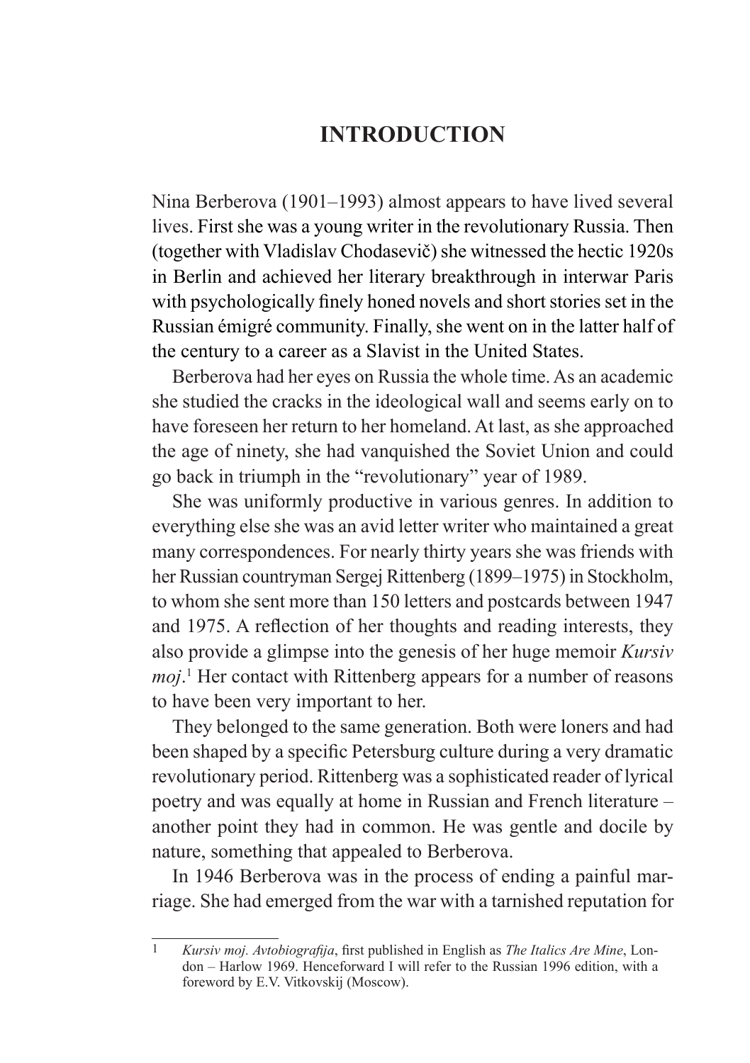# INTRODUCTION

Nina Berberova (1901–1993) almost appears to have lived several lives. First she was a young writer in the revolutionary Russia. Then (together with Vladislav Chodasevič) she witnessed the hectic 1920s in Berlin and achieved her literary breakthrough in interwar Paris with psychologically finely honed novels and short stories set in the Russian émigré community. Finally, she went on in the latter half of the century to a career as a Slavist in the United States.

Berberova had her eyes on Russia the whole time. As an academic she studied the cracks in the ideological wall and seems early on to have foreseen her return to her homeland. At last, as she approached the age of ninety, she had vanquished the Soviet Union and could go back in triumph in the "revolutionary" year of 1989.

She was uniformly productive in various genres. In addition to everything else she was an avid letter writer who maintained a great many correspondences. For nearly thirty years she was friends with her Russian countryman Sergej Rittenberg (1899–1975) in Stockholm, to whom she sent more than 150 letters and postcards between 1947 and 1975. A reflection of her thoughts and reading interests, they also provide a glimpse into the genesis of her huge memoir *Kursiv moj*.[1] Her contact with Rittenberg appears for a number of reasons to have been very important to her.

They belonged to the same generation. Both were loners and had been shaped by a specific Petersburg culture during a very dramatic revolutionary period. Rittenberg was a sophisticated reader of lyrical poetry and was equally at home in Russian and French literature – another point they had in common. He was gentle and docile by nature, something that appealed to Berberova.

In 1946 Berberova was in the process of ending a painful marriage. She had emerged from the war with a tarnished reputation for

---

[1] *Kursiv moj. Avtobiografija*, first published in English as *The Italics Are Mine*, London – Harlow 1969. Henceforward I will refer to the Russian 1996 edition, with a foreword by E.V. Vitkovskij (Moscow).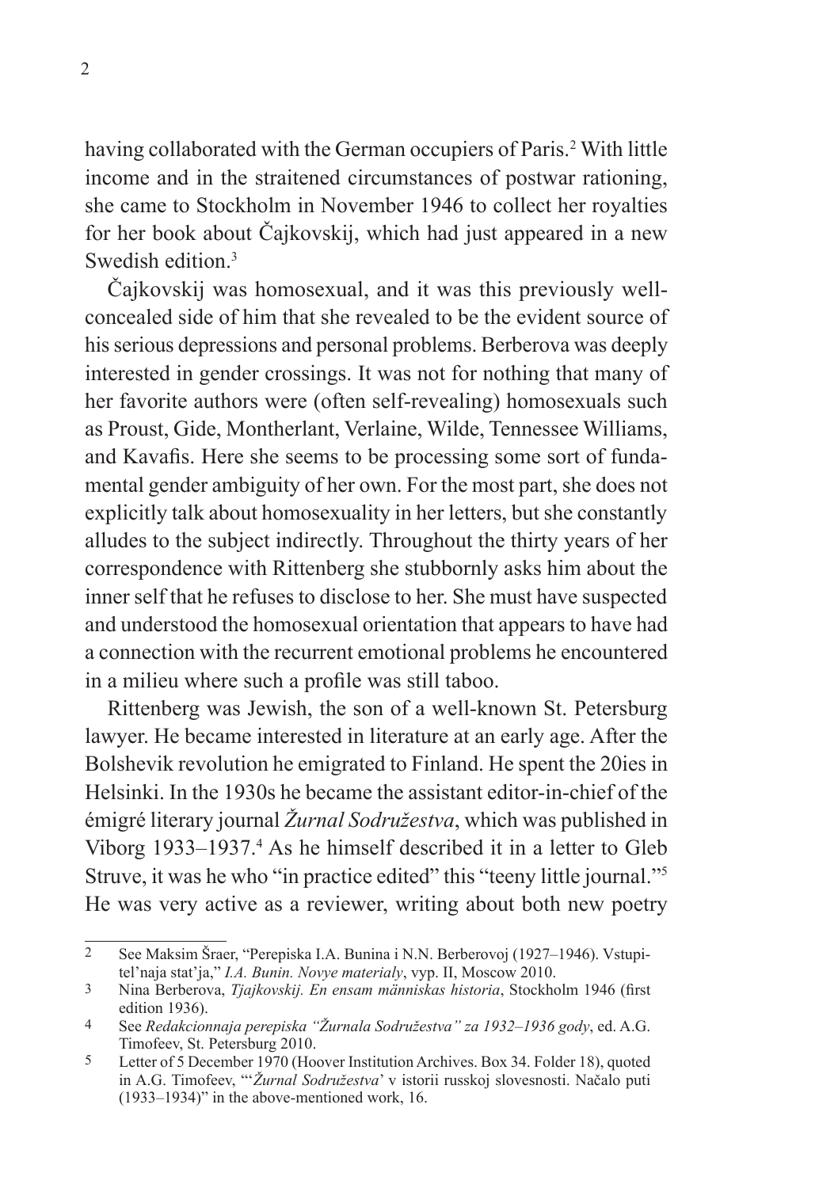having collaborated with the German occupiers of Paris.[2] With little income and in the straitened circumstances of postwar rationing, she came to Stockholm in November 1946 to collect her royalties for her book about Čajkovskij, which had just appeared in a new Swedish edition.[3]

Čajkovskij was homosexual, and it was this previously well-concealed side of him that she revealed to be the evident source of his serious depressions and personal problems. Berberova was deeply interested in gender crossings. It was not for nothing that many of her favorite authors were (often self-revealing) homosexuals such as Proust, Gide, Montherlant, Verlaine, Wilde, Tennessee Williams, and Kavafis. Here she seems to be processing some sort of fundamental gender ambiguity of her own. For the most part, she does not explicitly talk about homosexuality in her letters, but she constantly alludes to the subject indirectly. Throughout the thirty years of her correspondence with Rittenberg she stubbornly asks him about the inner self that he refuses to disclose to her. She must have suspected and understood the homosexual orientation that appears to have had a connection with the recurrent emotional problems he encountered in a milieu where such a profile was still taboo.

Rittenberg was Jewish, the son of a well-known St. Petersburg lawyer. He became interested in literature at an early age. After the Bolshevik revolution he emigrated to Finland. He spent the 20ies in Helsinki. In the 1930s he became the assistant editor-in-chief of the émigré literary journal *Žurnal Sodružestva*, which was published in Viborg 1933–1937.[4] As he himself described it in a letter to Gleb Struve, it was he who "in practice edited" this "teeny little journal."[5] He was very active as a reviewer, writing about both new poetry

---

2 See Maksim Šraer, "Perepiska I.A. Bunina i N.N. Berberovoj (1927–1946). Vstupitel'naja stat'ja," *I.A. Bunin. Novye materialy*, vyp. II, Moscow 2010.

3 Nina Berberova, *Tjajkovskij. En ensam människas historia*, Stockholm 1946 (first edition 1936).

4 See *Redakcionnaja perepiska "Žurnala Sodružestva" za 1932–1936 gody*, ed. A.G. Timofeev, St. Petersburg 2010.

5 Letter of 5 December 1970 (Hoover Institution Archives. Box 34. Folder 18), quoted in A.G. Timofeev, "'*Žurnal Sodružestva*' v istorii russkoj slovesnosti. Načalo puti (1933–1934)" in the above-mentioned work, 16.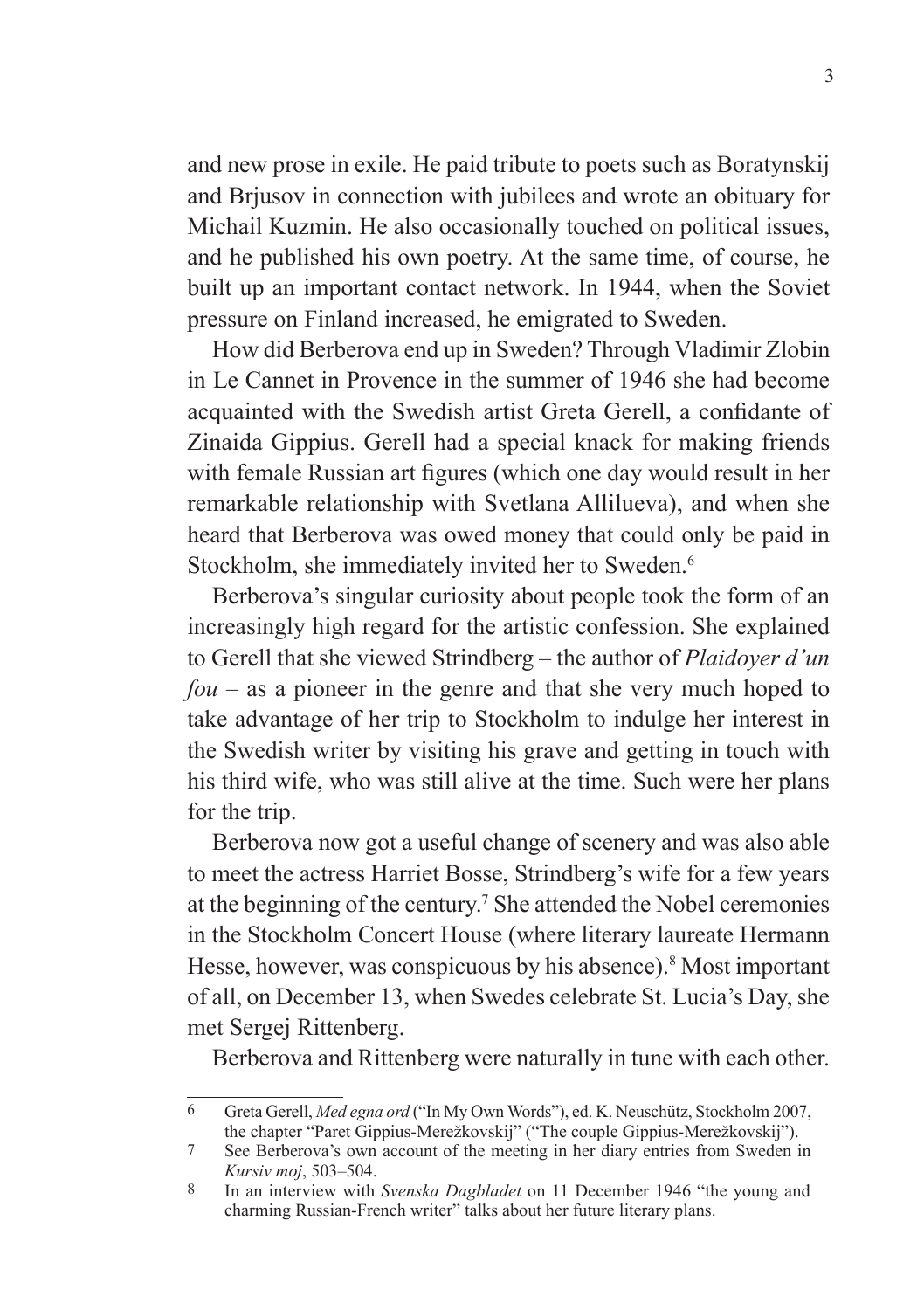and new prose in exile. He paid tribute to poets such as Boratynskij and Brjusov in connection with jubilees and wrote an obituary for Michail Kuzmin. He also occasionally touched on political issues, and he published his own poetry. At the same time, of course, he built up an important contact network. In 1944, when the Soviet pressure on Finland increased, he emigrated to Sweden.

How did Berberova end up in Sweden? Through Vladimir Zlobin in Le Cannet in Provence in the summer of 1946 she had become acquainted with the Swedish artist Greta Gerell, a confidante of Zinaida Gippius. Gerell had a special knack for making friends with female Russian art figures (which one day would result in her remarkable relationship with Svetlana Allilueva), and when she heard that Berberova was owed money that could only be paid in Stockholm, she immediately invited her to Sweden.[6]

Berberova's singular curiosity about people took the form of an increasingly high regard for the artistic confession. She explained to Gerell that she viewed Strindberg – the author of *Plaidoyer d'un fou* – as a pioneer in the genre and that she very much hoped to take advantage of her trip to Stockholm to indulge her interest in the Swedish writer by visiting his grave and getting in touch with his third wife, who was still alive at the time. Such were her plans for the trip.

Berberova now got a useful change of scenery and was also able to meet the actress Harriet Bosse, Strindberg's wife for a few years at the beginning of the century.[7] She attended the Nobel ceremonies in the Stockholm Concert House (where literary laureate Hermann Hesse, however, was conspicuous by his absence).[8] Most important of all, on December 13, when Swedes celebrate St. Lucia's Day, she met Sergej Rittenberg.

Berberova and Rittenberg were naturally in tune with each other.

---

[6] Greta Gerell, *Med egna ord* ("In My Own Words"), ed. K. Neuschütz, Stockholm 2007, the chapter "Paret Gippius-Merežkovskij" ("The couple Gippius-Merežkovskij").

[7] See Berberova's own account of the meeting in her diary entries from Sweden in *Kursiv moj*, 503–504.

[8] In an interview with *Svenska Dagbladet* on 11 December 1946 "the young and charming Russian-French writer" talks about her future literary plans.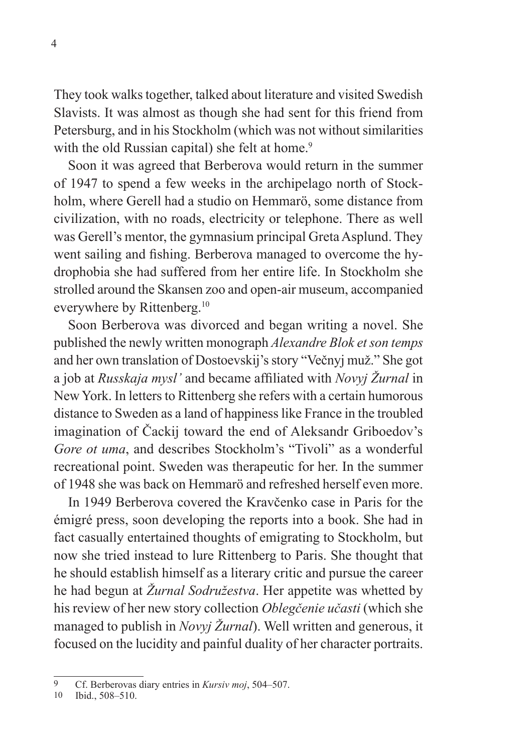They took walks together, talked about literature and visited Swedish Slavists. It was almost as though she had sent for this friend from Petersburg, and in his Stockholm (which was not without similarities with the old Russian capital) she felt at home.[9]

Soon it was agreed that Berberova would return in the summer of 1947 to spend a few weeks in the archipelago north of Stockholm, where Gerell had a studio on Hemmarö, some distance from civilization, with no roads, electricity or telephone. There as well was Gerell's mentor, the gymnasium principal Greta Asplund. They went sailing and fishing. Berberova managed to overcome the hydrophobia she had suffered from her entire life. In Stockholm she strolled around the Skansen zoo and open-air museum, accompanied everywhere by Rittenberg.[10]

Soon Berberova was divorced and began writing a novel. She published the newly written monograph *Alexandre Blok et son temps* and her own translation of Dostoevskij's story "Večnyj muž." She got a job at *Russkaja mysl'* and became affiliated with *Novyj Žurnal* in New York. In letters to Rittenberg she refers with a certain humorous distance to Sweden as a land of happiness like France in the troubled imagination of Čackij toward the end of Aleksandr Griboedov's *Gore ot uma*, and describes Stockholm's "Tivoli" as a wonderful recreational point. Sweden was therapeutic for her. In the summer of 1948 she was back on Hemmarö and refreshed herself even more.

In 1949 Berberova covered the Kravčenko case in Paris for the émigré press, soon developing the reports into a book. She had in fact casually entertained thoughts of emigrating to Stockholm, but now she tried instead to lure Rittenberg to Paris. She thought that he should establish himself as a literary critic and pursue the career he had begun at *Žurnal Sodružestva*. Her appetite was whetted by his review of her new story collection *Oblegčenie učasti* (which she managed to publish in *Novyj Žurnal*). Well written and generous, it focused on the lucidity and painful duality of her character portraits.

---

9 Cf. Berberovas diary entries in *Kursiv moj*, 504–507.

10 Ibid., 508–510.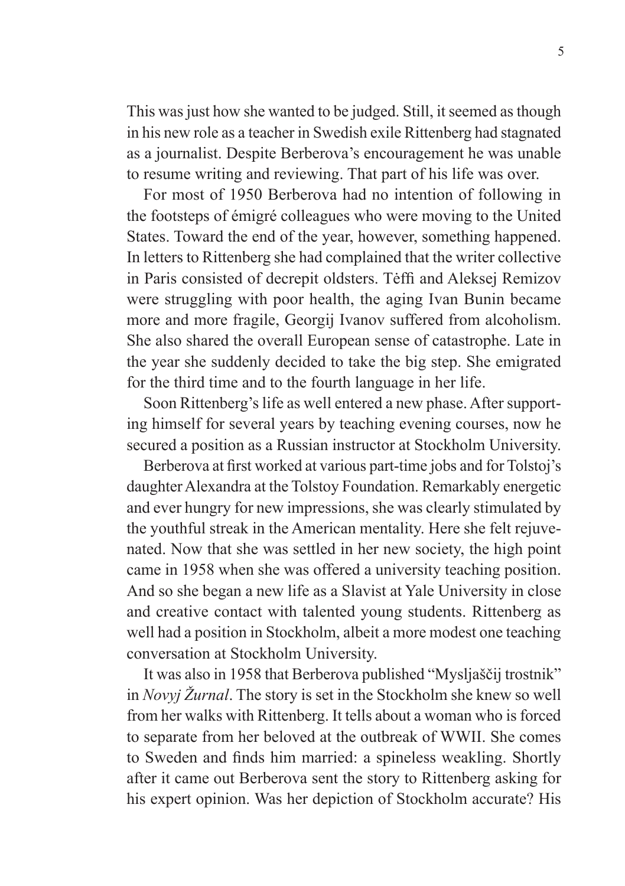This was just how she wanted to be judged. Still, it seemed as though in his new role as a teacher in Swedish exile Rittenberg had stagnated as a journalist. Despite Berberova's encouragement he was unable to resume writing and reviewing. That part of his life was over.

For most of 1950 Berberova had no intention of following in the footsteps of émigré colleagues who were moving to the United States. Toward the end of the year, however, something happened. In letters to Rittenberg she had complained that the writer collective in Paris consisted of decrepit oldsters. Tėffi and Aleksej Remizov were struggling with poor health, the aging Ivan Bunin became more and more fragile, Georgij Ivanov suffered from alcoholism. She also shared the overall European sense of catastrophe. Late in the year she suddenly decided to take the big step. She emigrated for the third time and to the fourth language in her life.

Soon Rittenberg's life as well entered a new phase. After supporting himself for several years by teaching evening courses, now he secured a position as a Russian instructor at Stockholm University.

Berberova at first worked at various part-time jobs and for Tolstoj's daughter Alexandra at the Tolstoy Foundation. Remarkably energetic and ever hungry for new impressions, she was clearly stimulated by the youthful streak in the American mentality. Here she felt rejuvenated. Now that she was settled in her new society, the high point came in 1958 when she was offered a university teaching position. And so she began a new life as a Slavist at Yale University in close and creative contact with talented young students. Rittenberg as well had a position in Stockholm, albeit a more modest one teaching conversation at Stockholm University.

It was also in 1958 that Berberova published "Mysljaščij trostnik" in *Novyj Žurnal*. The story is set in the Stockholm she knew so well from her walks with Rittenberg. It tells about a woman who is forced to separate from her beloved at the outbreak of WWII. She comes to Sweden and finds him married: a spineless weakling. Shortly after it came out Berberova sent the story to Rittenberg asking for his expert opinion. Was her depiction of Stockholm accurate? His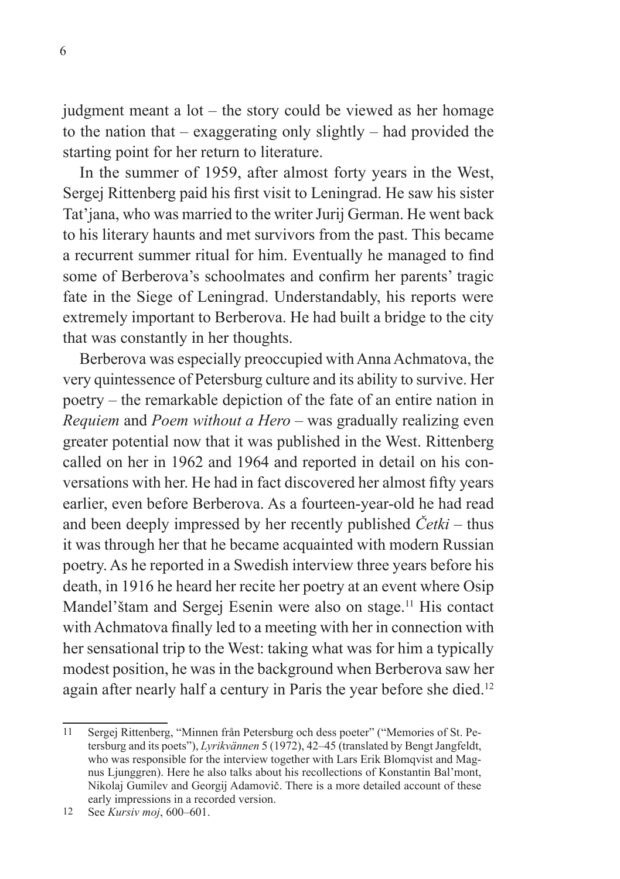judgment meant a lot – the story could be viewed as her homage to the nation that – exaggerating only slightly – had provided the starting point for her return to literature.

In the summer of 1959, after almost forty years in the West, Sergej Rittenberg paid his first visit to Leningrad. He saw his sister Tat'jana, who was married to the writer Jurij German. He went back to his literary haunts and met survivors from the past. This became a recurrent summer ritual for him. Eventually he managed to find some of Berberova's schoolmates and confirm her parents' tragic fate in the Siege of Leningrad. Understandably, his reports were extremely important to Berberova. He had built a bridge to the city that was constantly in her thoughts.

Berberova was especially preoccupied with Anna Achmatova, the very quintessence of Petersburg culture and its ability to survive. Her poetry – the remarkable depiction of the fate of an entire nation in *Requiem* and *Poem without a Hero* – was gradually realizing even greater potential now that it was published in the West. Rittenberg called on her in 1962 and 1964 and reported in detail on his conversations with her. He had in fact discovered her almost fifty years earlier, even before Berberova. As a fourteen-year-old he had read and been deeply impressed by her recently published *Četki* – thus it was through her that he became acquainted with modern Russian poetry. As he reported in a Swedish interview three years before his death, in 1916 he heard her recite her poetry at an event where Osip Mandel'štam and Sergej Esenin were also on stage.[11] His contact with Achmatova finally led to a meeting with her in connection with her sensational trip to the West: taking what was for him a typically modest position, he was in the background when Berberova saw her again after nearly half a century in Paris the year before she died.[12]

---

11 Sergej Rittenberg, "Minnen från Petersburg och dess poeter" ("Memories of St. Petersburg and its poets"), *Lyrikvännen* 5 (1972), 42–45 (translated by Bengt Jangfeldt, who was responsible for the interview together with Lars Erik Blomqvist and Magnus Ljunggren). Here he also talks about his recollections of Konstantin Bal'mont, Nikolaj Gumilev and Georgij Adamovič. There is a more detailed account of these early impressions in a recorded version.

12 See *Kursiv moj*, 600–601.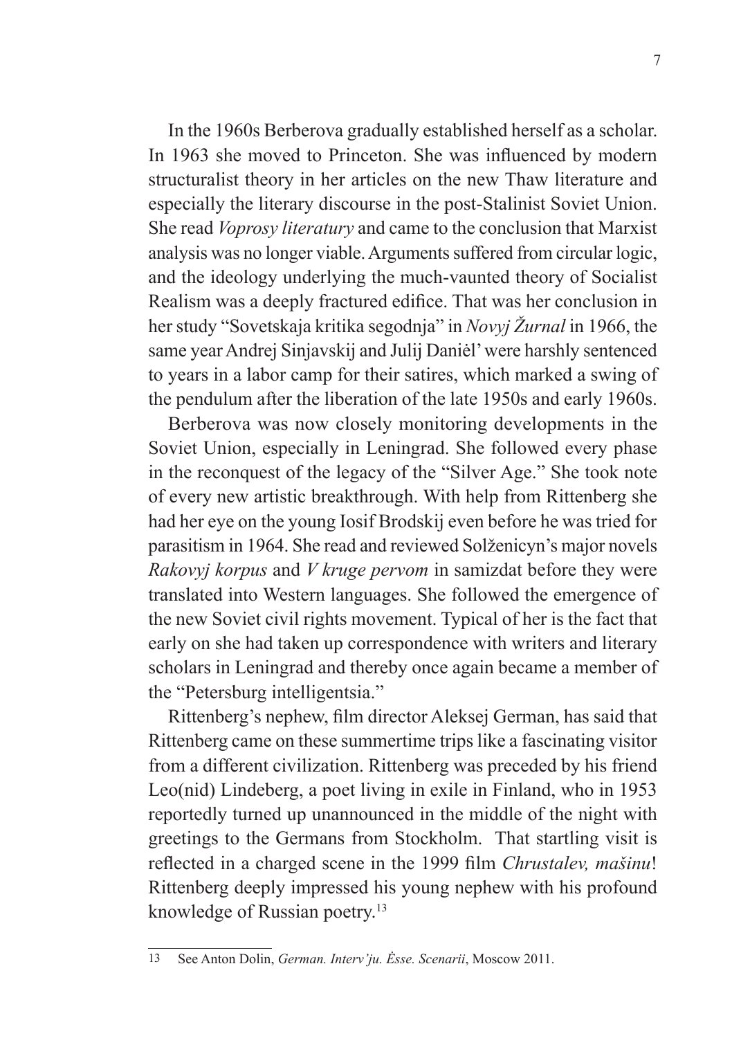In the 1960s Berberova gradually established herself as a scholar. In 1963 she moved to Princeton. She was influenced by modern structuralist theory in her articles on the new Thaw literature and especially the literary discourse in the post-Stalinist Soviet Union. She read *Voprosy literatury* and came to the conclusion that Marxist analysis was no longer viable. Arguments suffered from circular logic, and the ideology underlying the much-vaunted theory of Socialist Realism was a deeply fractured edifice. That was her conclusion in her study "Sovetskaja kritika segodnja" in *Novyj Žurnal* in 1966, the same year Andrej Sinjavskij and Julij Danièl' were harshly sentenced to years in a labor camp for their satires, which marked a swing of the pendulum after the liberation of the late 1950s and early 1960s.

Berberova was now closely monitoring developments in the Soviet Union, especially in Leningrad. She followed every phase in the reconquest of the legacy of the "Silver Age." She took note of every new artistic breakthrough. With help from Rittenberg she had her eye on the young Iosif Brodskij even before he was tried for parasitism in 1964. She read and reviewed Solženicyn's major novels *Rakovyj korpus* and *V kruge pervom* in samizdat before they were translated into Western languages. She followed the emergence of the new Soviet civil rights movement. Typical of her is the fact that early on she had taken up correspondence with writers and literary scholars in Leningrad and thereby once again became a member of the "Petersburg intelligentsia."

Rittenberg's nephew, film director Aleksej German, has said that Rittenberg came on these summertime trips like a fascinating visitor from a different civilization. Rittenberg was preceded by his friend Leo(nid) Lindeberg, a poet living in exile in Finland, who in 1953 reportedly turned up unannounced in the middle of the night with greetings to the Germans from Stockholm. That startling visit is reflected in a charged scene in the 1999 film *Chrustalev, mašinu*! Rittenberg deeply impressed his young nephew with his profound knowledge of Russian poetry.[13]

---

13 See Anton Dolin, *German. Interv'ju. Èsse. Scenarii*, Moscow 2011.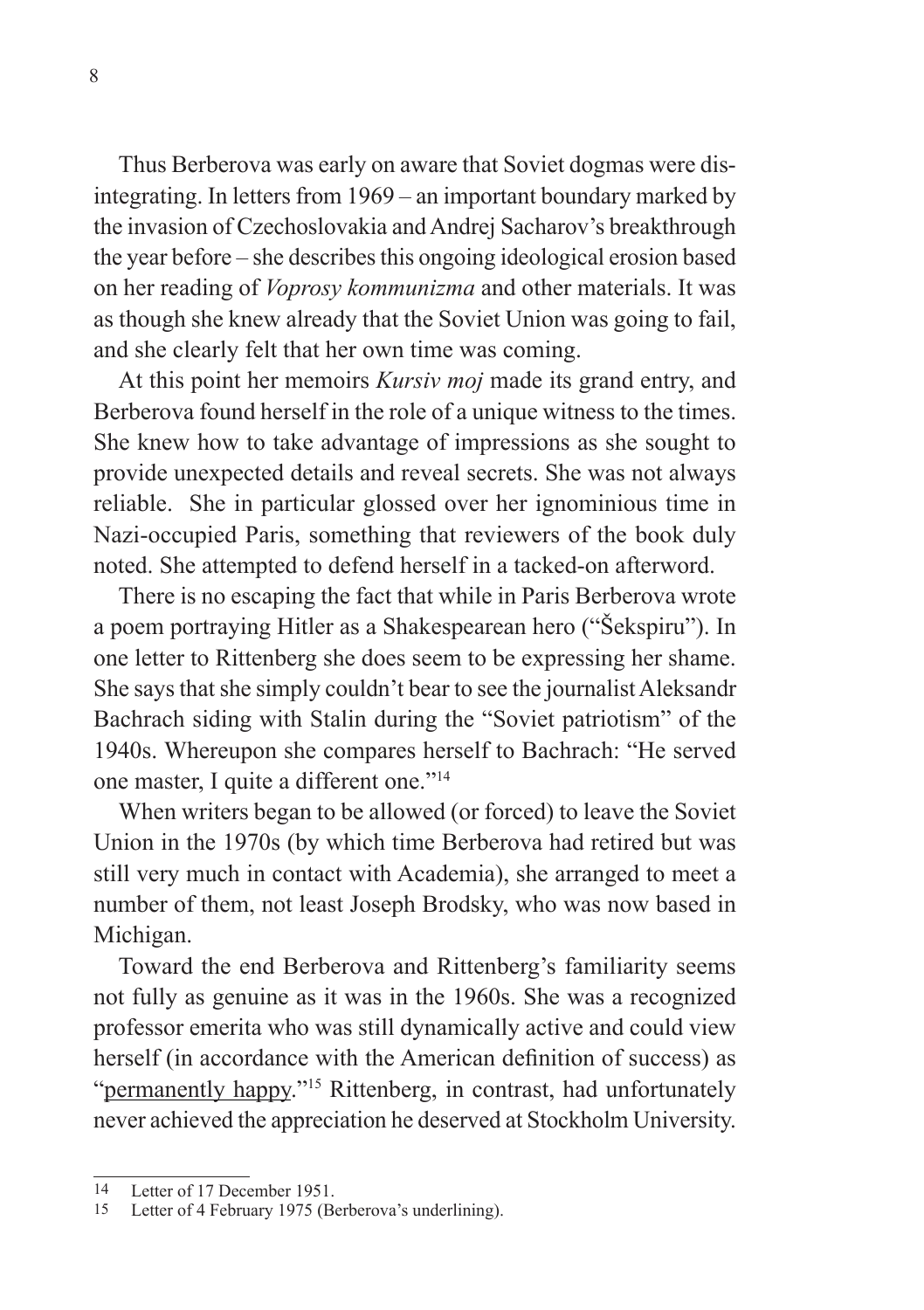Thus Berberova was early on aware that Soviet dogmas were disintegrating. In letters from 1969 – an important boundary marked by the invasion of Czechoslovakia and Andrej Sacharov's breakthrough the year before – she describes this ongoing ideological erosion based on her reading of *Voprosy kommunizma* and other materials. It was as though she knew already that the Soviet Union was going to fail, and she clearly felt that her own time was coming.

At this point her memoirs *Kursiv moj* made its grand entry, and Berberova found herself in the role of a unique witness to the times. She knew how to take advantage of impressions as she sought to provide unexpected details and reveal secrets. She was not always reliable. She in particular glossed over her ignominious time in Nazi-occupied Paris, something that reviewers of the book duly noted. She attempted to defend herself in a tacked-on afterword.

There is no escaping the fact that while in Paris Berberova wrote a poem portraying Hitler as a Shakespearean hero ("Šekspiru"). In one letter to Rittenberg she does seem to be expressing her shame. She says that she simply couldn't bear to see the journalist Aleksandr Bachrach siding with Stalin during the "Soviet patriotism" of the 1940s. Whereupon she compares herself to Bachrach: "He served one master, I quite a different one."[14]

When writers began to be allowed (or forced) to leave the Soviet Union in the 1970s (by which time Berberova had retired but was still very much in contact with Academia), she arranged to meet a number of them, not least Joseph Brodsky, who was now based in Michigan.

Toward the end Berberova and Rittenberg's familiarity seems not fully as genuine as it was in the 1960s. She was a recognized professor emerita who was still dynamically active and could view herself (in accordance with the American definition of success) as "<u>permanently happy</u>."[15] Rittenberg, in contrast, had unfortunately never achieved the appreciation he deserved at Stockholm University.

---

14 Letter of 17 December 1951.

15 Letter of 4 February 1975 (Berberova's underlining).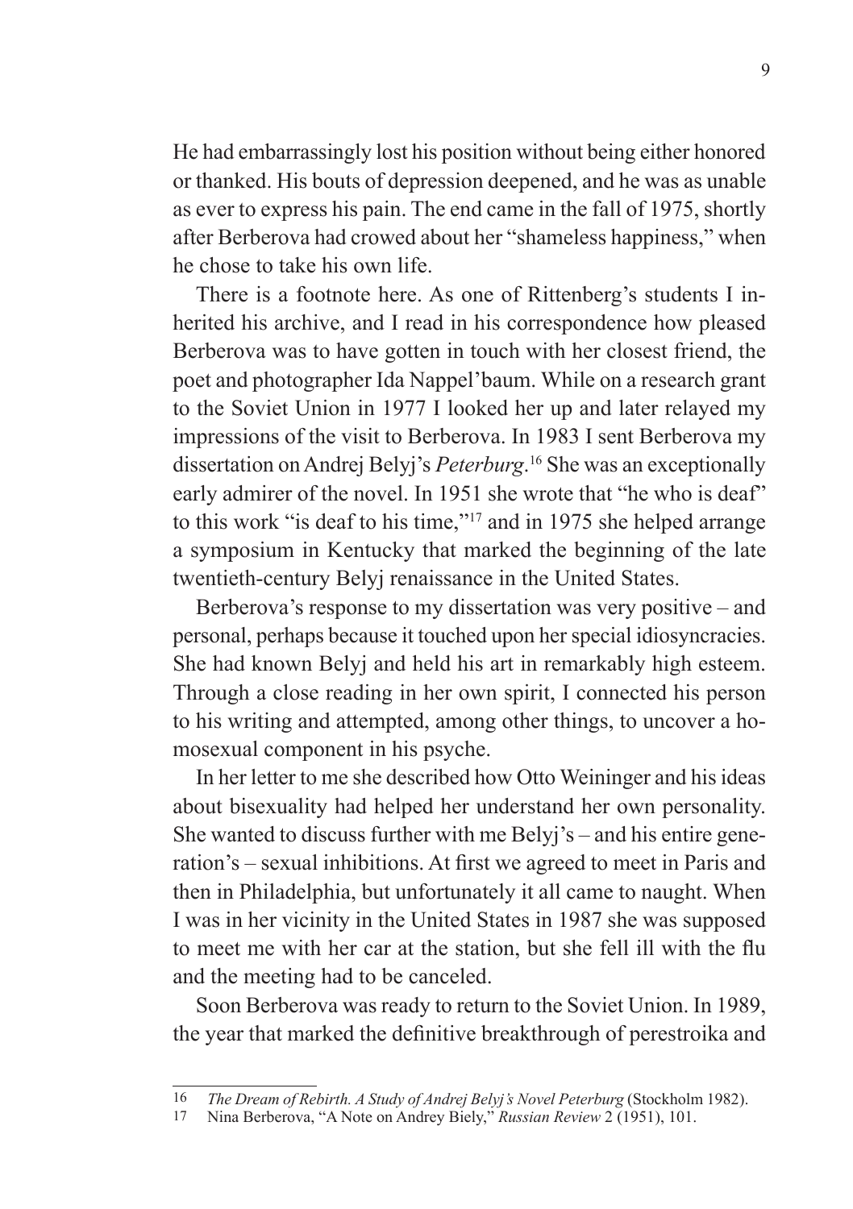He had embarrassingly lost his position without being either honored or thanked. His bouts of depression deepened, and he was as unable as ever to express his pain. The end came in the fall of 1975, shortly after Berberova had crowed about her "shameless happiness," when he chose to take his own life.

There is a footnote here. As one of Rittenberg's students I inherited his archive, and I read in his correspondence how pleased Berberova was to have gotten in touch with her closest friend, the poet and photographer Ida Nappel'baum. While on a research grant to the Soviet Union in 1977 I looked her up and later relayed my impressions of the visit to Berberova. In 1983 I sent Berberova my dissertation on Andrej Belyj's *Peterburg*.[16] She was an exceptionally early admirer of the novel. In 1951 she wrote that "he who is deaf" to this work "is deaf to his time,"[17] and in 1975 she helped arrange a symposium in Kentucky that marked the beginning of the late twentieth-century Belyj renaissance in the United States.

Berberova's response to my dissertation was very positive – and personal, perhaps because it touched upon her special idiosyncracies. She had known Belyj and held his art in remarkably high esteem. Through a close reading in her own spirit, I connected his person to his writing and attempted, among other things, to uncover a homosexual component in his psyche.

In her letter to me she described how Otto Weininger and his ideas about bisexuality had helped her understand her own personality. She wanted to discuss further with me Belyj's – and his entire generation's – sexual inhibitions. At first we agreed to meet in Paris and then in Philadelphia, but unfortunately it all came to naught. When I was in her vicinity in the United States in 1987 she was supposed to meet me with her car at the station, but she fell ill with the flu and the meeting had to be canceled.

Soon Berberova was ready to return to the Soviet Union. In 1989, the year that marked the definitive breakthrough of perestroika and

---

16 *The Dream of Rebirth. A Study of Andrej Belyj's Novel Peterburg* (Stockholm 1982).

17 Nina Berberova, "A Note on Andrey Biely," *Russian Review* 2 (1951), 101.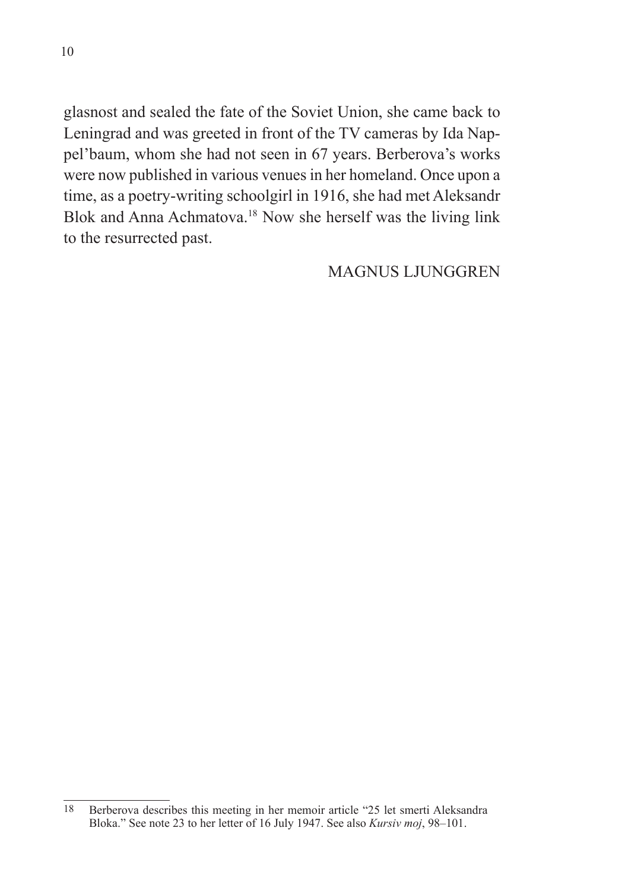glasnost and sealed the fate of the Soviet Union, she came back to Leningrad and was greeted in front of the TV cameras by Ida Nappel'baum, whom she had not seen in 67 years. Berberova's works were now published in various venues in her homeland. Once upon a time, as a poetry-writing schoolgirl in 1916, she had met Aleksandr Blok and Anna Achmatova.[18] Now she herself was the living link to the resurrected past.

MAGNUS LJUNGGREN

---

18 Berberova describes this meeting in her memoir article "25 let smerti Aleksandra Bloka." See note 23 to her letter of 16 July 1947. See also *Kursiv moj*, 98–101.